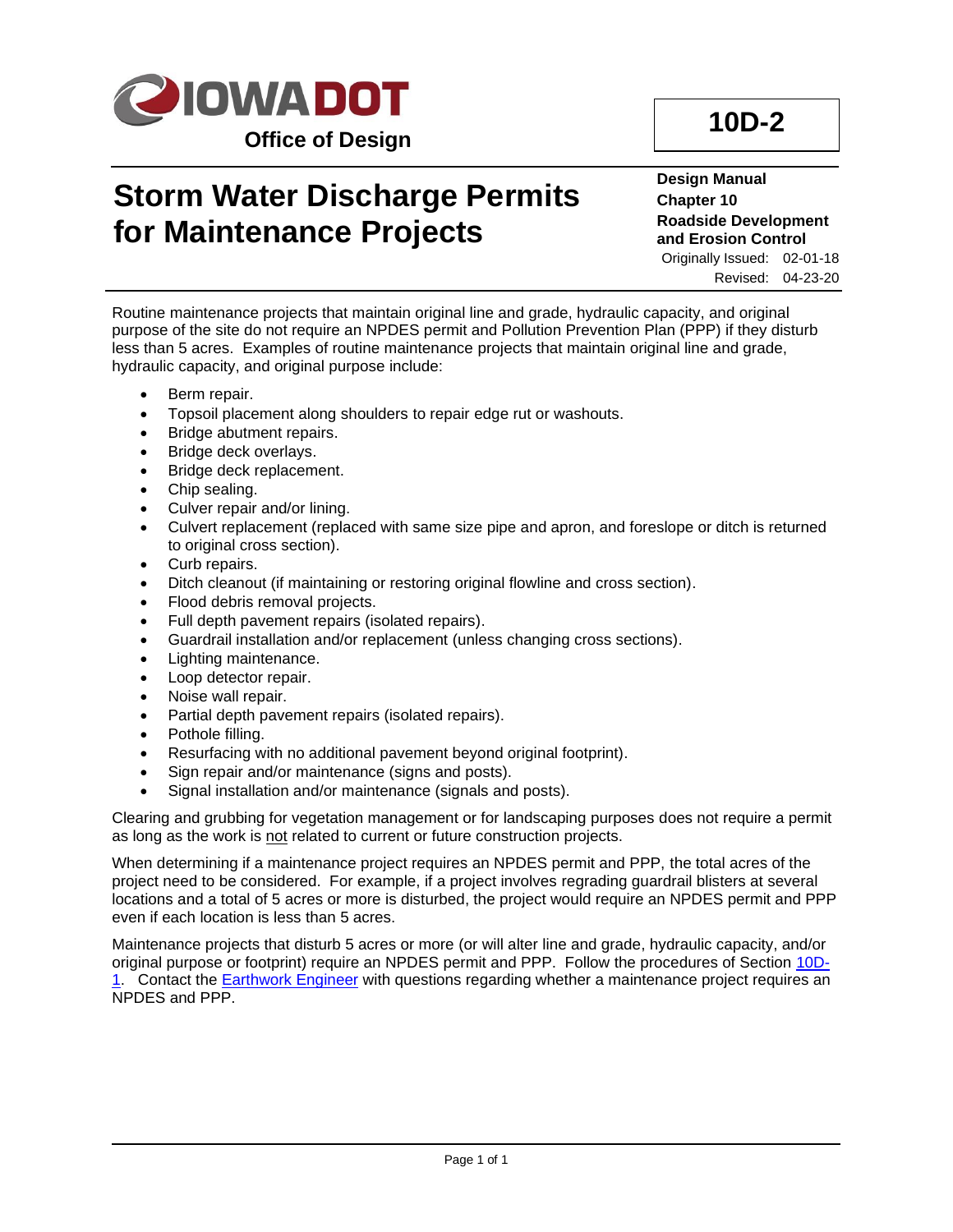**IOWA DOT**

**Office of Design**

# 10D-2

# Storm Water Discharge Permits for Maintenance Projects

**Design Manual**
**Chapter 10**
**Roadside Development and Erosion Control**

Originally Issued: 02-01-18
Revised: 04-23-20

Routine maintenance projects that maintain original line and grade, hydraulic capacity, and original purpose of the site do not require an NPDES permit and Pollution Prevention Plan (PPP) if they disturb less than 5 acres. Examples of routine maintenance projects that maintain original line and grade, hydraulic capacity, and original purpose include:

- Berm repair.
- Topsoil placement along shoulders to repair edge rut or washouts.
- Bridge abutment repairs.
- Bridge deck overlays.
- Bridge deck replacement.
- Chip sealing.
- Culver repair and/or lining.
- Culvert replacement (replaced with same size pipe and apron, and foreslope or ditch is returned to original cross section).
- Curb repairs.
- Ditch cleanout (if maintaining or restoring original flowline and cross section).
- Flood debris removal projects.
- Full depth pavement repairs (isolated repairs).
- Guardrail installation and/or replacement (unless changing cross sections).
- Lighting maintenance.
- Loop detector repair.
- Noise wall repair.
- Partial depth pavement repairs (isolated repairs).
- Pothole filling.
- Resurfacing with no additional pavement beyond original footprint).
- Sign repair and/or maintenance (signs and posts).
- Signal installation and/or maintenance (signals and posts).

Clearing and grubbing for vegetation management or for landscaping purposes does not require a permit as long as the work is <u>not</u> related to current or future construction projects.

When determining if a maintenance project requires an NPDES permit and PPP, the total acres of the project need to be considered. For example, if a project involves regrading guardrail blisters at several locations and a total of 5 acres or more is disturbed, the project would require an NPDES permit and PPP even if each location is less than 5 acres.

Maintenance projects that disturb 5 acres or more (or will alter line and grade, hydraulic capacity, and/or original purpose or footprint) require an NPDES permit and PPP. Follow the procedures of Section 10D-1. Contact the Earthwork Engineer with questions regarding whether a maintenance project requires an NPDES and PPP.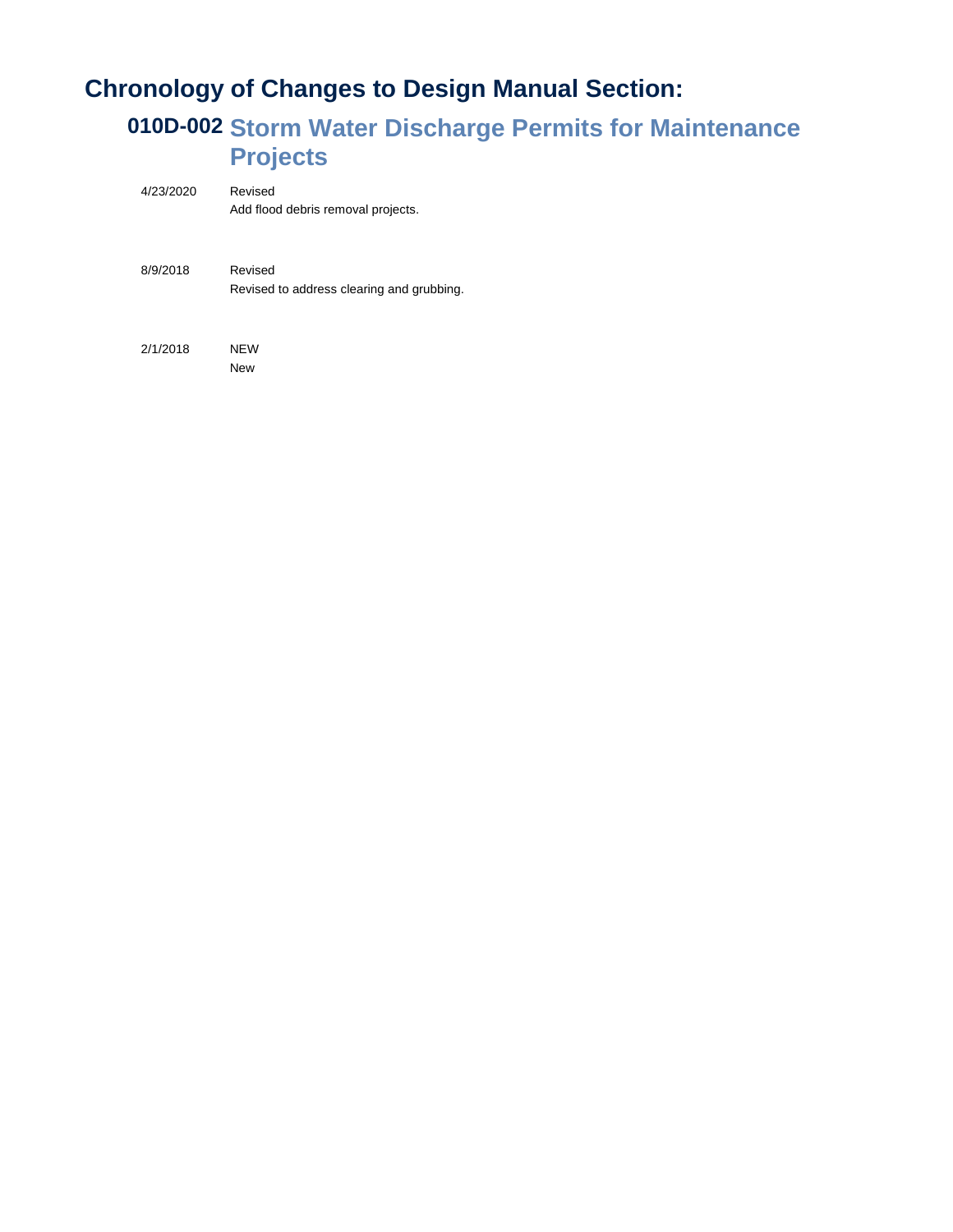# Chronology of Changes to Design Manual Section:

## 010D-002 Storm Water Discharge Permits for Maintenance Projects

4/23/2020 Revised
Add flood debris removal projects.

8/9/2018 Revised
Revised to address clearing and grubbing.

2/1/2018 NEW
New